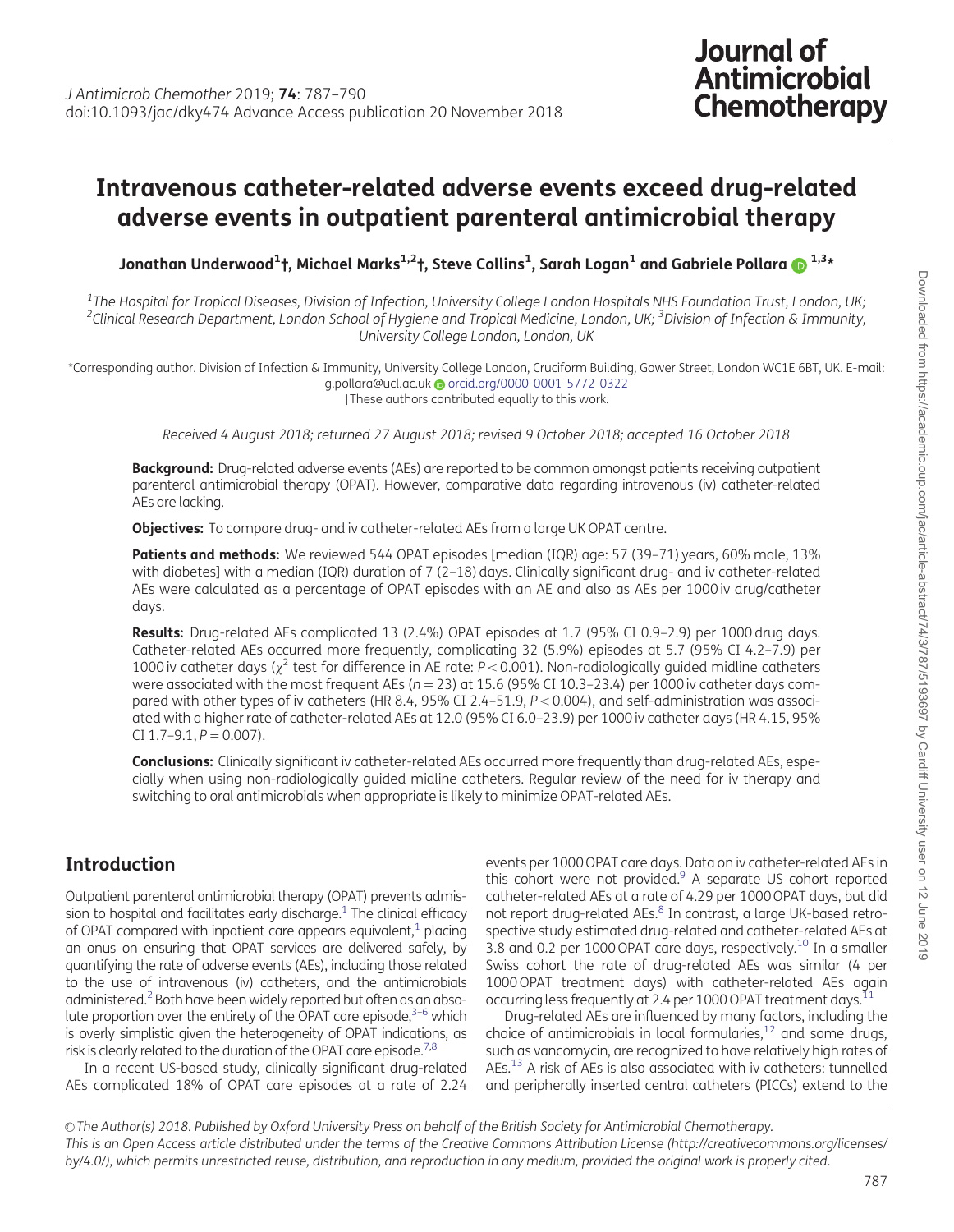# Intravenous catheter-related adverse events exceed drug-related adverse events in outpatient parenteral antimicrobial therapy

**Jonathan Underwood[1]†, Michael Marks[1,2]†, Steve Collins[1], Sarah Logan[1] and Gabriele Pollara[1,3]***

[1]The Hospital for Tropical Diseases, Division of Infection, University College London Hospitals NHS Foundation Trust, London, UK; [2]Clinical Research Department, London School of Hygiene and Tropical Medicine, London, UK; [3]Division of Infection & Immunity, University College London, London, UK

*Corresponding author. Division of Infection & Immunity, University College London, Cruciform Building, Gower Street, London WC1E 6BT, UK. E-mail: g.pollara@ucl.ac.uk orcid.org/0000-0001-5772-0322
†These authors contributed equally to this work.

*Received 4 August 2018; returned 27 August 2018; revised 9 October 2018; accepted 16 October 2018*

**Background:** Drug-related adverse events (AEs) are reported to be common amongst patients receiving outpatient parenteral antimicrobial therapy (OPAT). However, comparative data regarding intravenous (iv) catheter-related AEs are lacking.

**Objectives:** To compare drug- and iv catheter-related AEs from a large UK OPAT centre.

**Patients and methods:** We reviewed 544 OPAT episodes [median (IQR) age: 57 (39–71) years, 60% male, 13% with diabetes] with a median (IQR) duration of 7 (2–18) days. Clinically significant drug- and iv catheter-related AEs were calculated as a percentage of OPAT episodes with an AE and also as AEs per 1000 iv drug/catheter days.

**Results:** Drug-related AEs complicated 13 (2.4%) OPAT episodes at 1.7 (95% CI 0.9–2.9) per 1000 drug days. Catheter-related AEs occurred more frequently, complicating 32 (5.9%) episodes at 5.7 (95% CI 4.2–7.9) per 1000 iv catheter days ($\chi^2$ test for difference in AE rate: $P<0.001$). Non-radiologically guided midline catheters were associated with the most frequent AEs ($n=23$) at 15.6 (95% CI 10.3–23.4) per 1000 iv catheter days compared with other types of iv catheters (HR 8.4, 95% CI 2.4–51.9, $P<0.004$), and self-administration was associated with a higher rate of catheter-related AEs at 12.0 (95% CI 6.0–23.9) per 1000 iv catheter days (HR 4.15, 95% CI 1.7–9.1, $P=0.007$).

**Conclusions:** Clinically significant iv catheter-related AEs occurred more frequently than drug-related AEs, especially when using non-radiologically guided midline catheters. Regular review of the need for iv therapy and switching to oral antimicrobials when appropriate is likely to minimize OPAT-related AEs.

## Introduction

Outpatient parenteral antimicrobial therapy (OPAT) prevents admission to hospital and facilitates early discharge.[1] The clinical efficacy of OPAT compared with inpatient care appears equivalent,[1] placing an onus on ensuring that OPAT services are delivered safely, by quantifying the rate of adverse events (AEs), including those related to the use of intravenous (iv) catheters, and the antimicrobials administered.[2] Both have been widely reported but often as an absolute proportion over the entirety of the OPAT care episode,[3–6] which is overly simplistic given the heterogeneity of OPAT indications, as risk is clearly related to the duration of the OPAT care episode.[7,8]

In a recent US-based study, clinically significant drug-related AEs complicated 18% of OPAT care episodes at a rate of 2.24 events per 1000 OPAT care days. Data on iv catheter-related AEs in this cohort were not provided.[9] A separate US cohort reported catheter-related AEs at a rate of 4.29 per 1000 OPAT days, but did not report drug-related AEs.[8] In contrast, a large UK-based retrospective study estimated drug-related and catheter-related AEs at 3.8 and 0.2 per 1000 OPAT care days, respectively.[10] In a smaller Swiss cohort the rate of drug-related AEs was similar (4 per 1000 OPAT treatment days) with catheter-related AEs again occurring less frequently at 2.4 per 1000 OPAT treatment days.[11]

Drug-related AEs are influenced by many factors, including the choice of antimicrobials in local formularies,[12] and some drugs, such as vancomycin, are recognized to have relatively high rates of AEs.[13] A risk of AEs is also associated with iv catheters: tunnelled and peripherally inserted central catheters (PICCs) extend to the

© The Author(s) 2018. Published by Oxford University Press on behalf of the British Society for Antimicrobial Chemotherapy. This is an Open Access article distributed under the terms of the Creative Commons Attribution License (http://creativecommons.org/licenses/by/4.0/), which permits unrestricted reuse, distribution, and reproduction in any medium, provided the original work is properly cited.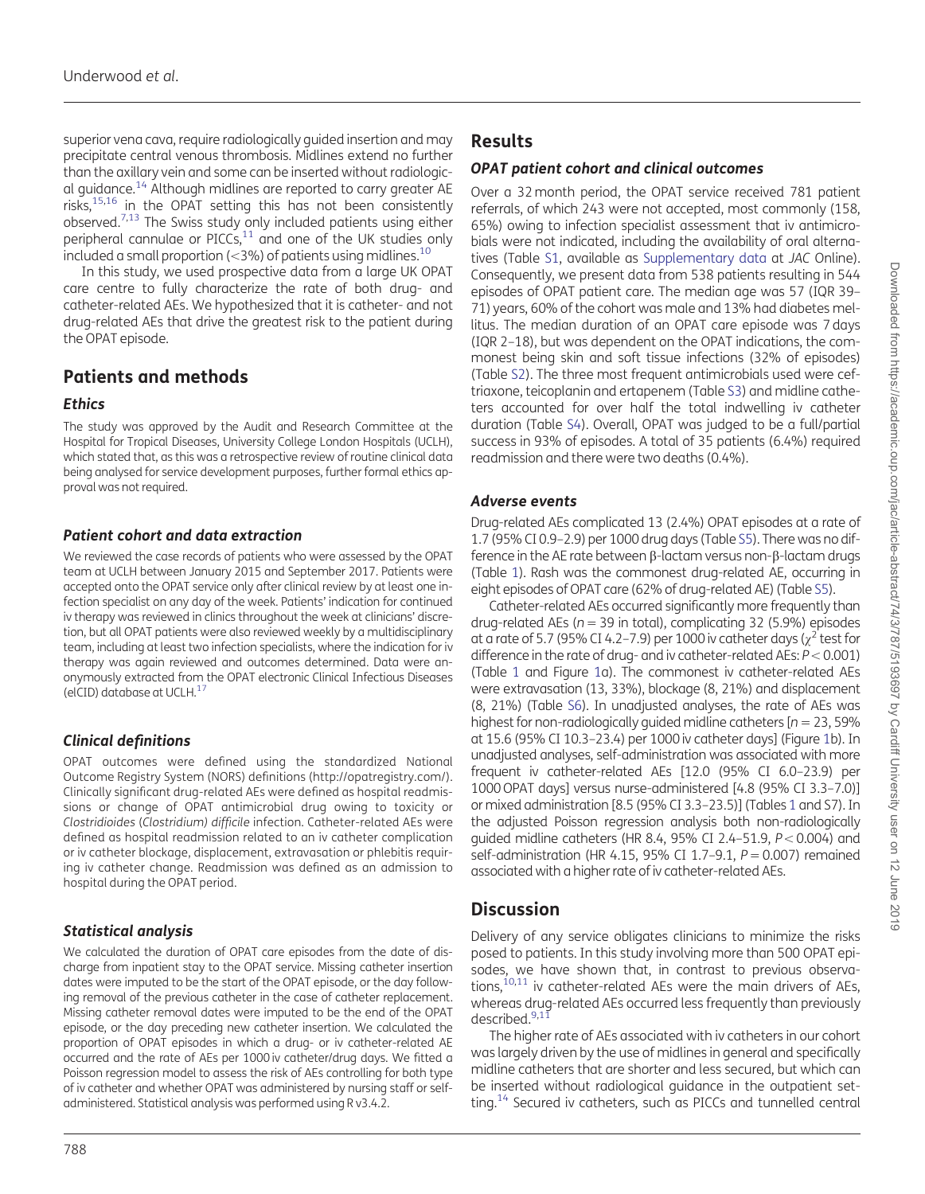superior vena cava, require radiologically guided insertion and may precipitate central venous thrombosis. Midlines extend no further than the axillary vein and some can be inserted without radiological guidance.[14] Although midlines are reported to carry greater AE risks,[15,16] in the OPAT setting this has not been consistently observed.[7,13] The Swiss study only included patients using either peripheral cannulae or PICCs,[11] and one of the UK studies only included a small proportion (<3%) of patients using midlines.[10]

In this study, we used prospective data from a large UK OPAT care centre to fully characterize the rate of both drug- and catheter-related AEs. We hypothesized that it is catheter- and not drug-related AEs that drive the greatest risk to the patient during the OPAT episode.

## Patients and methods

### *Ethics*

The study was approved by the Audit and Research Committee at the Hospital for Tropical Diseases, University College London Hospitals (UCLH), which stated that, as this was a retrospective review of routine clinical data being analysed for service development purposes, further formal ethics approval was not required.

### *Patient cohort and data extraction*

We reviewed the case records of patients who were assessed by the OPAT team at UCLH between January 2015 and September 2017. Patients were accepted onto the OPAT service only after clinical review by at least one infection specialist on any day of the week. Patients' indication for continued iv therapy was reviewed in clinics throughout the week at clinicians' discretion, but all OPAT patients were also reviewed weekly by a multidisciplinary team, including at least two infection specialists, where the indication for iv therapy was again reviewed and outcomes determined. Data were anonymously extracted from the OPAT electronic Clinical Infectious Diseases (eICID) database at UCLH.[17]

### *Clinical definitions*

OPAT outcomes were defined using the standardized National Outcome Registry System (NORS) definitions (http://opatregistry.com/). Clinically significant drug-related AEs were defined as hospital readmissions or change of OPAT antimicrobial drug owing to toxicity or *Clostridioides* (*Clostridium*) *difficile* infection. Catheter-related AEs were defined as hospital readmission related to an iv catheter complication or iv catheter blockage, displacement, extravasation or phlebitis requiring iv catheter change. Readmission was defined as an admission to hospital during the OPAT period.

### *Statistical analysis*

We calculated the duration of OPAT care episodes from the date of discharge from inpatient stay to the OPAT service. Missing catheter insertion dates were imputed to be the start of the OPAT episode, or the day following removal of the previous catheter in the case of catheter replacement. Missing catheter removal dates were imputed to be the end of the OPAT episode, or the day preceding new catheter insertion. We calculated the proportion of OPAT episodes in which a drug- or iv catheter-related AE occurred and the rate of AEs per 1000 iv catheter/drug days. We fitted a Poisson regression model to assess the risk of AEs controlling for both type of iv catheter and whether OPAT was administered by nursing staff or self-administered. Statistical analysis was performed using R v3.4.2.

## Results

### *OPAT patient cohort and clinical outcomes*

Over a 32 month period, the OPAT service received 781 patient referrals, of which 243 were not accepted, most commonly (158, 65%) owing to infection specialist assessment that iv antimicrobials were not indicated, including the availability of oral alternatives (Table S1, available as Supplementary data at *JAC* Online). Consequently, we present data from 538 patients resulting in 544 episodes of OPAT patient care. The median age was 57 (IQR 39–71) years, 60% of the cohort was male and 13% had diabetes mellitus. The median duration of an OPAT care episode was 7 days (IQR 2–18), but was dependent on the OPAT indications, the commonest being skin and soft tissue infections (32% of episodes) (Table S2). The three most frequent antimicrobials used were ceftriaxone, teicoplanin and ertapenem (Table S3) and midline catheters accounted for over half the total indwelling iv catheter duration (Table S4). Overall, OPAT was judged to be a full/partial success in 93% of episodes. A total of 35 patients (6.4%) required readmission and there were two deaths (0.4%).

### *Adverse events*

Drug-related AEs complicated 13 (2.4%) OPAT episodes at a rate of 1.7 (95% CI 0.9–2.9) per 1000 drug days (Table S5). There was no difference in the AE rate between β-lactam versus non-β-lactam drugs (Table 1). Rash was the commonest drug-related AE, occurring in eight episodes of OPAT care (62% of drug-related AE) (Table S5).

Catheter-related AEs occurred significantly more frequently than drug-related AEs ($n = 39$ in total), complicating 32 (5.9%) episodes at a rate of 5.7 (95% CI 4.2–7.9) per 1000 iv catheter days ($\chi^2$ test for difference in the rate of drug- and iv catheter-related AEs: $P < 0.001$) (Table 1 and Figure 1a). The commonest iv catheter-related AEs were extravasation (13, 33%), blockage (8, 21%) and displacement (8, 21%) (Table S6). In unadjusted analyses, the rate of AEs was highest for non-radiologically guided midline catheters [$n = 23$, 59% at 15.6 (95% CI 10.3–23.4) per 1000 iv catheter days] (Figure 1b). In unadjusted analyses, self-administration was associated with more frequent iv catheter-related AEs [12.0 (95% CI 6.0–23.9) per 1000 OPAT days] versus nurse-administered [4.8 (95% CI 3.3–7.0)] or mixed administration [8.5 (95% CI 3.3–23.5)] (Tables 1 and S7). In the adjusted Poisson regression analysis both non-radiologically guided midline catheters (HR 8.4, 95% CI 2.4–51.9, $P < 0.004$) and self-administration (HR 4.15, 95% CI 1.7–9.1, $P = 0.007$) remained associated with a higher rate of iv catheter-related AEs.

## Discussion

Delivery of any service obligates clinicians to minimize the risks posed to patients. In this study involving more than 500 OPAT episodes, we have shown that, in contrast to previous observations,[10,11] iv catheter-related AEs were the main drivers of AEs, whereas drug-related AEs occurred less frequently than previously described.[9,11]

The higher rate of AEs associated with iv catheters in our cohort was largely driven by the use of midlines in general and specifically midline catheters that are shorter and less secured, but which can be inserted without radiological guidance in the outpatient setting.[14] Secured iv catheters, such as PICCs and tunnelled central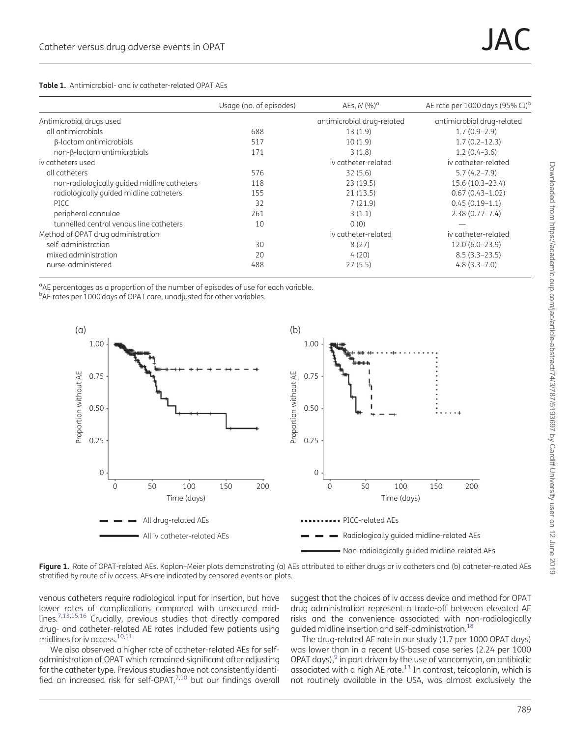**Table 1.** Antimicrobial- and iv catheter-related OPAT AEs

| | Usage (no. of episodes) | AEs, N (%)[a] | AE rate per 1000 days (95% CI)[b] |
|---|---|---|---|
| Antimicrobial drugs used | | antimicrobial drug-related | antimicrobial drug-related |
| all antimicrobials | 688 | 13 (1.9) | 1.7 (0.9–2.9) |
| β-lactam antimicrobials | 517 | 10 (1.9) | 1.7 (0.2–12.3) |
| non-β-lactam antimicrobials | 171 | 3 (1.8) | 1.2 (0.4–3.6) |
| iv catheters used | | iv catheter-related | iv catheter-related |
| all catheters | 576 | 32 (5.6) | 5.7 (4.2–7.9) |
| non-radiologically guided midline catheters | 118 | 23 (19.5) | 15.6 (10.3–23.4) |
| radiologically guided midline catheters | 155 | 21 (13.5) | 0.67 (0.43–1.02) |
| PICC | 32 | 7 (21.9) | 0.45 (0.19–1.1) |
| peripheral cannulae | 261 | 3 (1.1) | 2.38 (0.77–7.4) |
| tunnelled central venous line catheters | 10 | 0 (0) | — |
| Method of OPAT drug administration | | iv catheter-related | iv catheter-related |
| self-administration | 30 | 8 (27) | 12.0 (6.0–23.9) |
| mixed administration | 20 | 4 (20) | 8.5 (3.3–23.5) |
| nurse-administered | 488 | 27 (5.5) | 4.8 (3.3–7.0) |

[a]AE percentages as a proportion of the number of episodes of use for each variable.
[b]AE rates per 1000 days of OPAT care, unadjusted for other variables.

**Figure 1.** Rate of OPAT-related AEs. Kaplan–Meier plots demonstrating (a) AEs attributed to either drugs or iv catheters and (b) catheter-related AEs stratified by route of iv access. AEs are indicated by censored events on plots.

venous catheters require radiological input for insertion, but have lower rates of complications compared with unsecured midlines.[7,13,15,16] Crucially, previous studies that directly compared drug- and catheter-related AE rates included few patients using midlines for iv access.[10,11]

We also observed a higher rate of catheter-related AEs for self-administration of OPAT which remained significant after adjusting for the catheter type. Previous studies have not consistently identified an increased risk for self-OPAT,[7,10] but our findings overall suggest that the choices of iv access device and method for OPAT drug administration represent a trade-off between elevated AE risks and the convenience associated with non-radiologically guided midline insertion and self-administration.[18]

The drug-related AE rate in our study (1.7 per 1000 OPAT days) was lower than in a recent US-based case series (2.24 per 1000 OPAT days),[9] in part driven by the use of vancomycin, an antibiotic associated with a high AE rate.[13] In contrast, teicoplanin, which is not routinely available in the USA, was almost exclusively the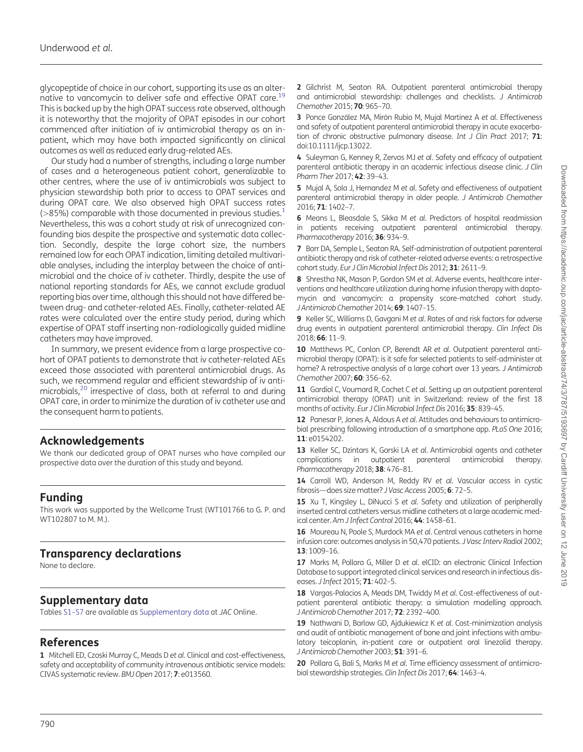glycopeptide of choice in our cohort, supporting its use as an alternative to vancomycin to deliver safe and effective OPAT care.[19] This is backed up by the high OPAT success rate observed, although it is noteworthy that the majority of OPAT episodes in our cohort commenced after initiation of iv antimicrobial therapy as an inpatient, which may have both impacted significantly on clinical outcomes as well as reduced early drug-related AEs.

Our study had a number of strengths, including a large number of cases and a heterogeneous patient cohort, generalizable to other centres, where the use of iv antimicrobials was subject to physician stewardship both prior to access to OPAT services and during OPAT care. We also observed high OPAT success rates (>85%) comparable with those documented in previous studies.[1] Nevertheless, this was a cohort study at risk of unrecognized confounding bias despite the prospective and systematic data collection. Secondly, despite the large cohort size, the numbers remained low for each OPAT indication, limiting detailed multivariable analyses, including the interplay between the choice of antimicrobial and the choice of iv catheter. Thirdly, despite the use of national reporting standards for AEs, we cannot exclude gradual reporting bias over time, although this should not have differed between drug- and catheter-related AEs. Finally, catheter-related AE rates were calculated over the entire study period, during which expertise of OPAT staff inserting non-radiologically guided midline catheters may have improved.

In summary, we present evidence from a large prospective cohort of OPAT patients to demonstrate that iv catheter-related AEs exceed those associated with parenteral antimicrobial drugs. As such, we recommend regular and efficient stewardship of iv antimicrobials,[20] irrespective of class, both at referral to and during OPAT care, in order to minimize the duration of iv catheter use and the consequent harm to patients.

## Acknowledgements

We thank our dedicated group of OPAT nurses who have compiled our prospective data over the duration of this study and beyond.

## Funding

This work was supported by the Wellcome Trust (WT101766 to G. P. and WT102807 to M. M.).

## Transparency declarations

None to declare.

## Supplementary data

Tables S1–S7 are available as Supplementary data at *JAC* Online.

## References

**1** Mitchell ED, Czoski Murray C, Meads D *et al*. Clinical and cost-effectiveness, safety and acceptability of community intravenous antibiotic service models: CIVAS systematic review. *BMJ Open* 2017; **7**: e013560.

**2** Gilchrist M, Seaton RA. Outpatient parenteral antimicrobial therapy and antimicrobial stewardship: challenges and checklists. *J Antimicrob Chemother* 2015; **70**: 965–70.

**3** Ponce González MA, Mirón Rubio M, Mujal Martínez A *et al*. Effectiveness and safety of outpatient parenteral antimicrobial therapy in acute exacerbation of chronic obstructive pulmonary disease. *Int J Clin Pract* 2017; **71**: doi:10.1111/ijcp.13022.

**4** Suleyman G, Kenney R, Zervos MJ *et al*. Safety and efficacy of outpatient parenteral antibiotic therapy in an academic infectious disease clinic. *J Clin Pharm Ther* 2017; **42**: 39–43.

**5** Mujal A, Sola J, Hernandez M *et al*. Safety and effectiveness of outpatient parenteral antimicrobial therapy in older people. *J Antimicrob Chemother* 2016; **71**: 1402–7.

**6** Means L, Bleasdale S, Sikka M *et al*. Predictors of hospital readmission in patients receiving outpatient parenteral antimicrobial therapy. *Pharmacotherapy* 2016; **36**: 934–9.

**7** Barr DA, Semple L, Seaton RA. Self-administration of outpatient parenteral antibiotic therapy and risk of catheter-related adverse events: a retrospective cohort study. *Eur J Clin Microbiol Infect Dis* 2012; **31**: 2611–9.

**8** Shrestha NK, Mason P, Gordon SM *et al*. Adverse events, healthcare interventions and healthcare utilization during home infusion therapy with daptomycin and vancomycin: a propensity score-matched cohort study. *J Antimicrob Chemother* 2014; **69**: 1407–15.

**9** Keller SC, Williams D, Gavgani M *et al*. Rates of and risk factors for adverse drug events in outpatient parenteral antimicrobial therapy. *Clin Infect Dis* 2018; **66**: 11–9.

**10** Matthews PC, Conlon CP, Berendt AR *et al*. Outpatient parenteral antimicrobial therapy (OPAT): is it safe for selected patients to self-administer at home? A retrospective analysis of a large cohort over 13 years. *J Antimicrob Chemother* 2007; **60**: 356–62.

**11** Gardiol C, Voumard R, Cochet C *et al*. Setting up an outpatient parenteral antimicrobial therapy (OPAT) unit in Switzerland: review of the first 18 months of activity. *Eur J Clin Microbiol Infect Dis* 2016; **35**: 839–45.

**12** Panesar P, Jones A, Aldous A *et al*. Attitudes and behaviours to antimicrobial prescribing following introduction of a smartphone app. *PLoS One* 2016; **11**: e0154202.

**13** Keller SC, Dzintars K, Gorski LA *et al*. Antimicrobial agents and catheter complications in outpatient parenteral antimicrobial therapy. *Pharmacotherapy* 2018; **38**: 476–81.

**14** Carroll WD, Anderson M, Reddy RV *et al*. Vascular access in cystic fibrosis—does size matter? *J Vasc Access* 2005; **6**: 72–5.

**15** Xu T, Kingsley L, DiNucci S *et al*. Safety and utilization of peripherally inserted central catheters versus midline catheters at a large academic medical center. *Am J Infect Control* 2016; **44**: 1458–61.

**16** Moureau N, Poole S, Murdock MA *et al*. Central venous catheters in home infusion care: outcomes analysis in 50,470 patients. *J Vasc Interv Radiol* 2002; **13**: 1009–16.

**17** Marks M, Pollara G, Miller D *et al*. eICID: an electronic Clinical Infection Database to support integrated clinical services and research in infectious diseases. *J Infect* 2015; **71**: 402–5.

**18** Vargas-Palacios A, Meads DM, Twiddy M *et al*. Cost-effectiveness of outpatient parenteral antibiotic therapy: a simulation modelling approach. *J Antimicrob Chemother* 2017; **72**: 2392–400.

**19** Nathwani D, Barlow GD, Ajdukiewicz K *et al*. Cost-minimization analysis and audit of antibiotic management of bone and joint infections with ambulatory teicoplanin, in-patient care or outpatient oral linezolid therapy. *J Antimicrob Chemother* 2003; **51**: 391–6.

**20** Pollara G, Bali S, Marks M *et al*. Time efficiency assessment of antimicrobial stewardship strategies. *Clin Infect Dis* 2017; **64**: 1463–4.